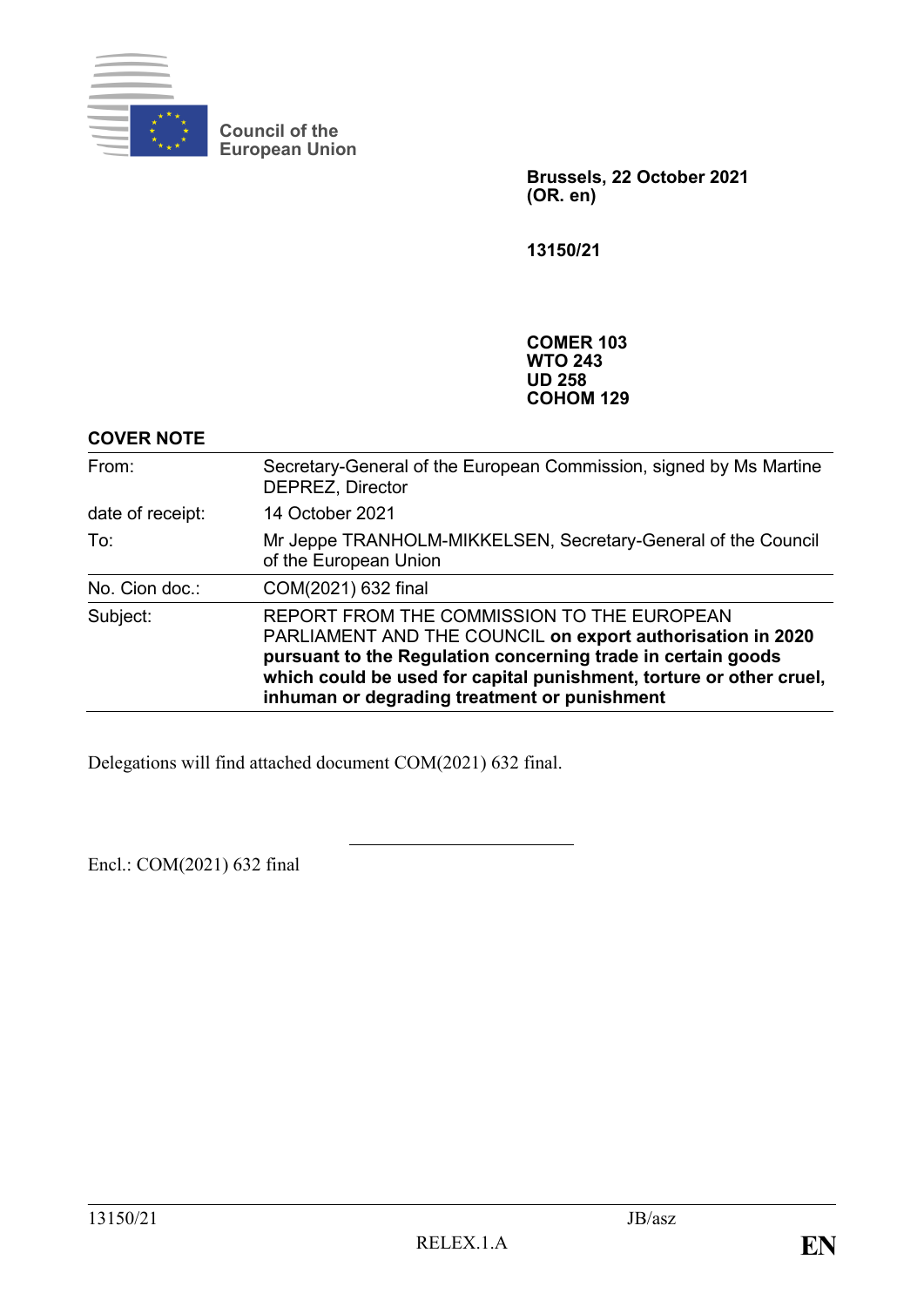Council of the European Union

**Brussels, 22 October 2021**
**(OR. en)**

**13150/21**

**COMER 103**
**WTO 243**
**UD 258**
**COHOM 129**

**COVER NOTE**

| | |
|---|---|
| From: | Secretary-General of the European Commission, signed by Ms Martine DEPREZ, Director |
| date of receipt: | 14 October 2021 |
| To: | Mr Jeppe TRANHOLM-MIKKELSEN, Secretary-General of the Council of the European Union |
| No. Cion doc.: | COM(2021) 632 final |
| Subject: | REPORT FROM THE COMMISSION TO THE EUROPEAN PARLIAMENT AND THE COUNCIL **on export authorisation in 2020 pursuant to the Regulation concerning trade in certain goods which could be used for capital punishment, torture or other cruel, inhuman or degrading treatment or punishment** |

Delegations will find attached document COM(2021) 632 final.

---

Encl.: COM(2021) 632 final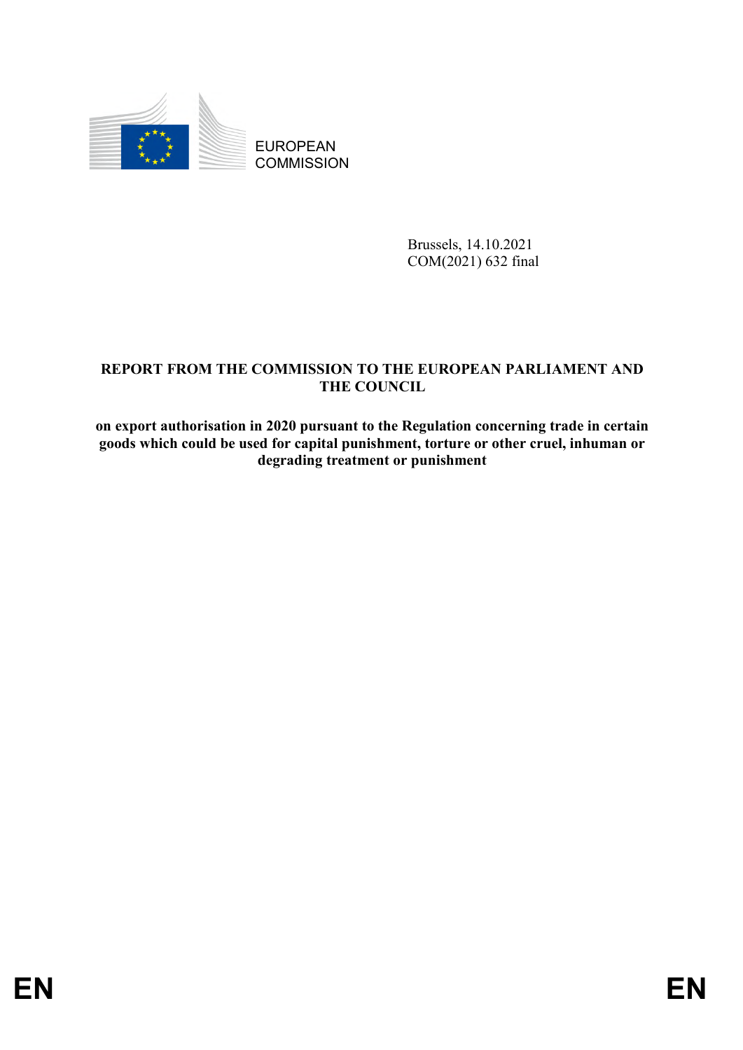EUROPEAN COMMISSION

Brussels, 14.10.2021
COM(2021) 632 final

**REPORT FROM THE COMMISSION TO THE EUROPEAN PARLIAMENT AND THE COUNCIL**

**on export authorisation in 2020 pursuant to the Regulation concerning trade in certain goods which could be used for capital punishment, torture or other cruel, inhuman or degrading treatment or punishment**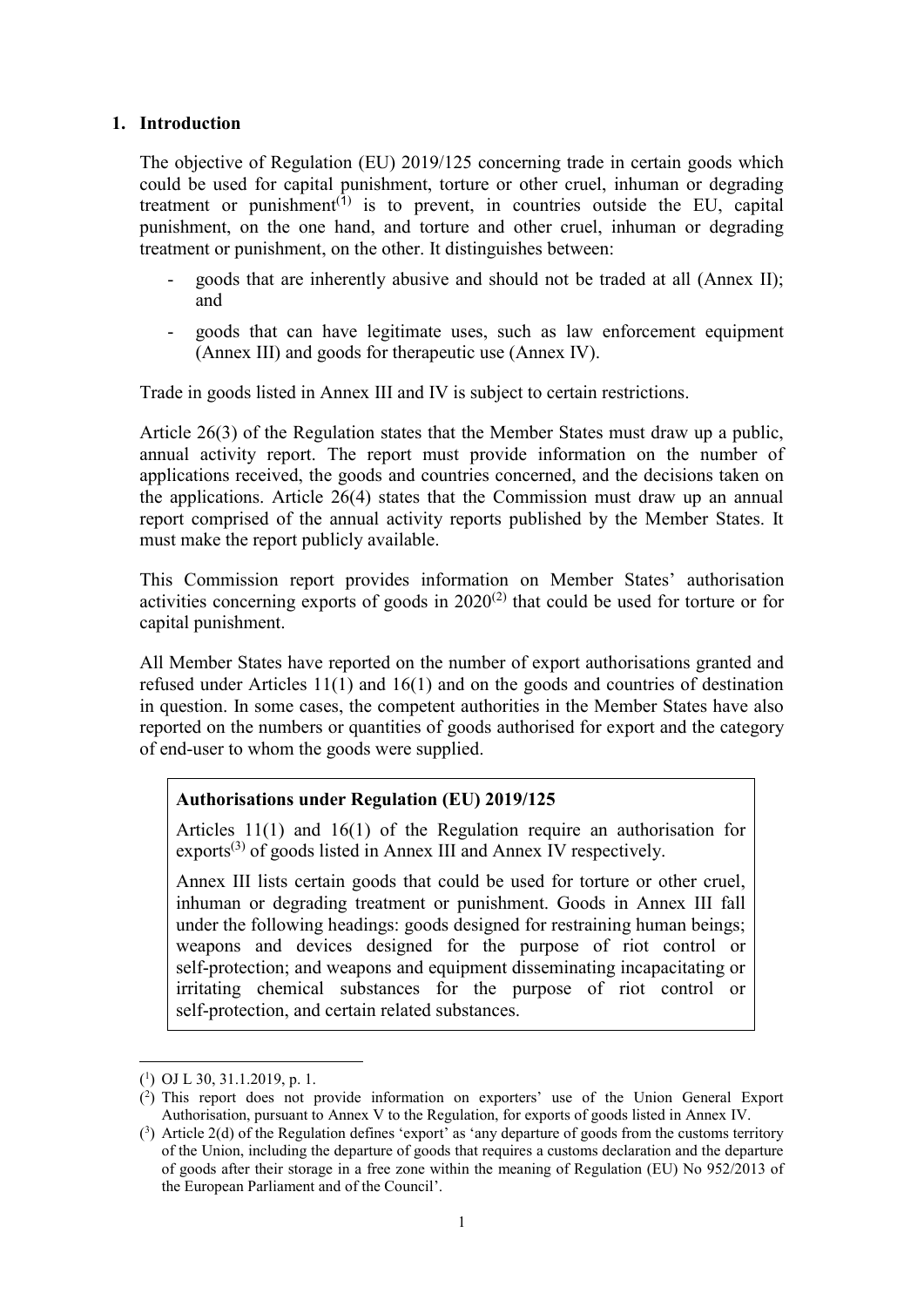## 1. Introduction

The objective of Regulation (EU) 2019/125 concerning trade in certain goods which could be used for capital punishment, torture or other cruel, inhuman or degrading treatment or punishment[1] is to prevent, in countries outside the EU, capital punishment, on the one hand, and torture and other cruel, inhuman or degrading treatment or punishment, on the other. It distinguishes between:

- goods that are inherently abusive and should not be traded at all (Annex II); and
- goods that can have legitimate uses, such as law enforcement equipment (Annex III) and goods for therapeutic use (Annex IV).

Trade in goods listed in Annex III and IV is subject to certain restrictions.

Article 26(3) of the Regulation states that the Member States must draw up a public, annual activity report. The report must provide information on the number of applications received, the goods and countries concerned, and the decisions taken on the applications. Article 26(4) states that the Commission must draw up an annual report comprised of the annual activity reports published by the Member States. It must make the report publicly available.

This Commission report provides information on Member States' authorisation activities concerning exports of goods in 2020[2] that could be used for torture or for capital punishment.

All Member States have reported on the number of export authorisations granted and refused under Articles 11(1) and 16(1) and on the goods and countries of destination in question. In some cases, the competent authorities in the Member States have also reported on the numbers or quantities of goods authorised for export and the category of end-user to whom the goods were supplied.

> **Authorisations under Regulation (EU) 2019/125**
>
> Articles 11(1) and 16(1) of the Regulation require an authorisation for exports[3] of goods listed in Annex III and Annex IV respectively.
>
> Annex III lists certain goods that could be used for torture or other cruel, inhuman or degrading treatment or punishment. Goods in Annex III fall under the following headings: goods designed for restraining human beings; weapons and devices designed for the purpose of riot control or self-protection; and weapons and equipment disseminating incapacitating or irritating chemical substances for the purpose of riot control or self-protection, and certain related substances.

---

[1] OJ L 30, 31.1.2019, p. 1.

[2] This report does not provide information on exporters' use of the Union General Export Authorisation, pursuant to Annex V to the Regulation, for exports of goods listed in Annex IV.

[3] Article 2(d) of the Regulation defines 'export' as 'any departure of goods from the customs territory of the Union, including the departure of goods that requires a customs declaration and the departure of goods after their storage in a free zone within the meaning of Regulation (EU) No 952/2013 of the European Parliament and of the Council'.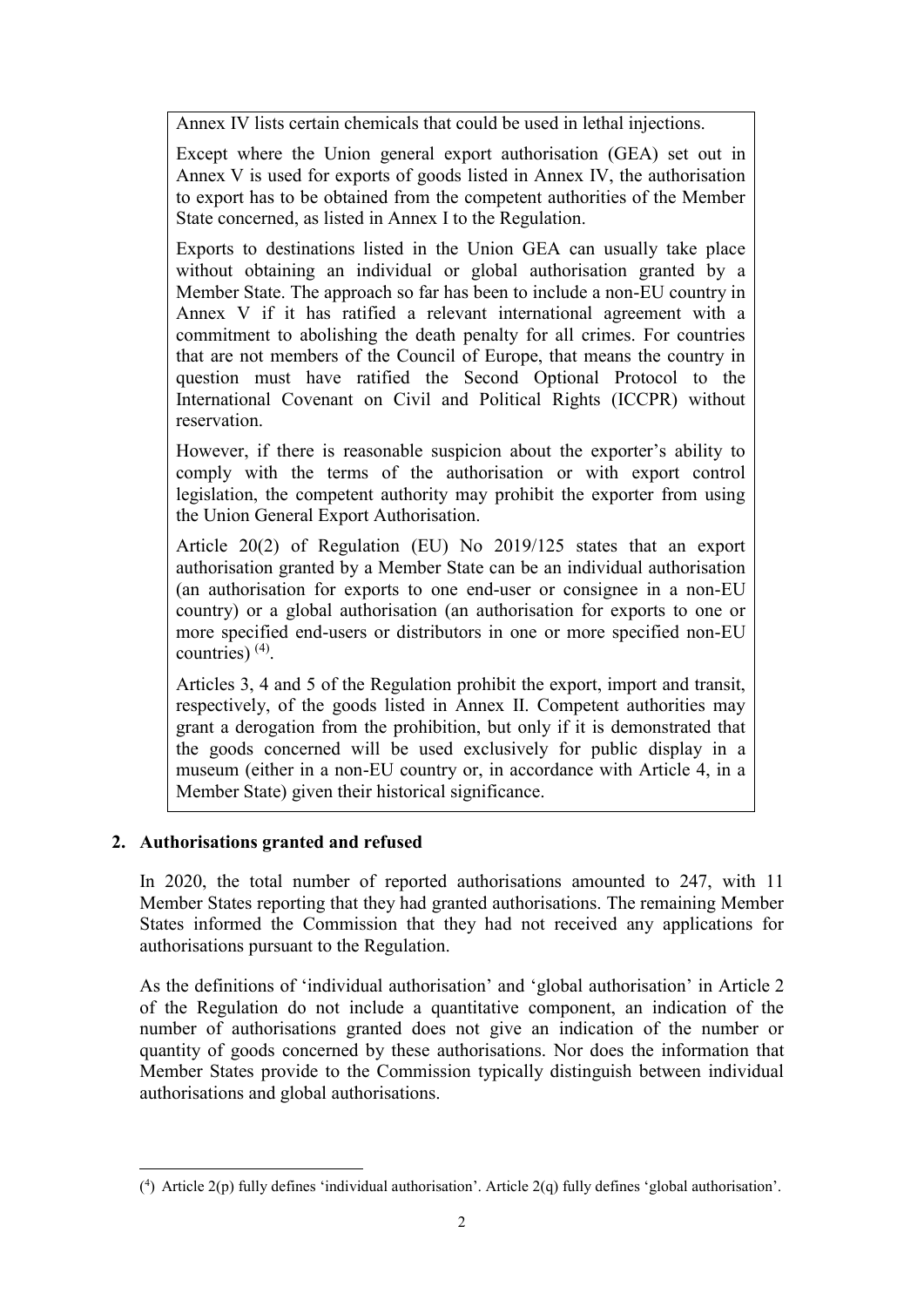Annex IV lists certain chemicals that could be used in lethal injections.

Except where the Union general export authorisation (GEA) set out in Annex V is used for exports of goods listed in Annex IV, the authorisation to export has to be obtained from the competent authorities of the Member State concerned, as listed in Annex I to the Regulation.

Exports to destinations listed in the Union GEA can usually take place without obtaining an individual or global authorisation granted by a Member State. The approach so far has been to include a non-EU country in Annex V if it has ratified a relevant international agreement with a commitment to abolishing the death penalty for all crimes. For countries that are not members of the Council of Europe, that means the country in question must have ratified the Second Optional Protocol to the International Covenant on Civil and Political Rights (ICCPR) without reservation.

However, if there is reasonable suspicion about the exporter's ability to comply with the terms of the authorisation or with export control legislation, the competent authority may prohibit the exporter from using the Union General Export Authorisation.

Article 20(2) of Regulation (EU) No 2019/125 states that an export authorisation granted by a Member State can be an individual authorisation (an authorisation for exports to one end-user or consignee in a non-EU country) or a global authorisation (an authorisation for exports to one or more specified end-users or distributors in one or more specified non-EU countries) [4].

Articles 3, 4 and 5 of the Regulation prohibit the export, import and transit, respectively, of the goods listed in Annex II. Competent authorities may grant a derogation from the prohibition, but only if it is demonstrated that the goods concerned will be used exclusively for public display in a museum (either in a non-EU country or, in accordance with Article 4, in a Member State) given their historical significance.

## 2. Authorisations granted and refused

In 2020, the total number of reported authorisations amounted to 247, with 11 Member States reporting that they had granted authorisations. The remaining Member States informed the Commission that they had not received any applications for authorisations pursuant to the Regulation.

As the definitions of 'individual authorisation' and 'global authorisation' in Article 2 of the Regulation do not include a quantitative component, an indication of the number of authorisations granted does not give an indication of the number or quantity of goods concerned by these authorisations. Nor does the information that Member States provide to the Commission typically distinguish between individual authorisations and global authorisations.

---

[4] Article 2(p) fully defines 'individual authorisation'. Article 2(q) fully defines 'global authorisation'.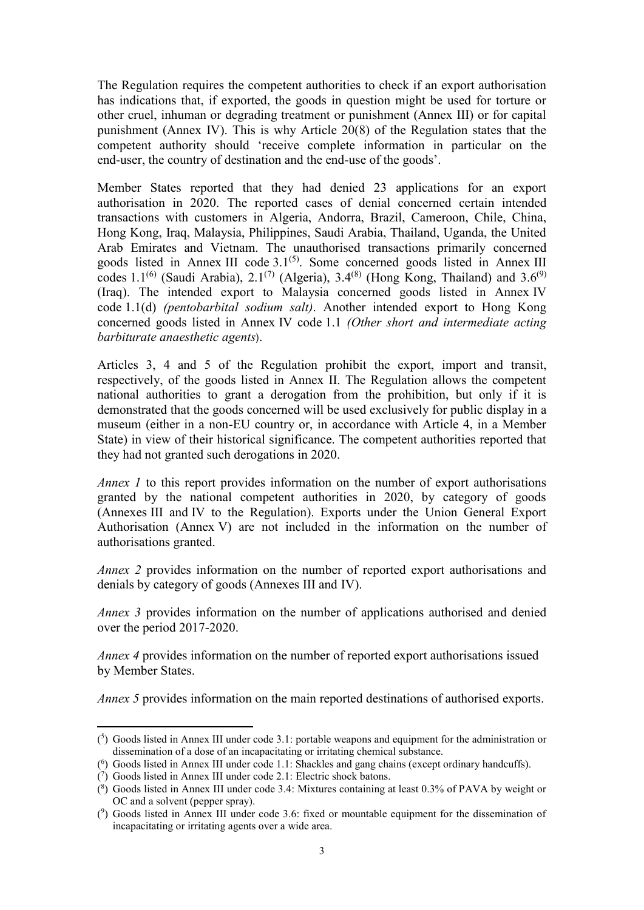The Regulation requires the competent authorities to check if an export authorisation has indications that, if exported, the goods in question might be used for torture or other cruel, inhuman or degrading treatment or punishment (Annex III) or for capital punishment (Annex IV). This is why Article 20(8) of the Regulation states that the competent authority should 'receive complete information in particular on the end-user, the country of destination and the end-use of the goods'.

Member States reported that they had denied 23 applications for an export authorisation in 2020. The reported cases of denial concerned certain intended transactions with customers in Algeria, Andorra, Brazil, Cameroon, Chile, China, Hong Kong, Iraq, Malaysia, Philippines, Saudi Arabia, Thailand, Uganda, the United Arab Emirates and Vietnam. The unauthorised transactions primarily concerned goods listed in Annex III code 3.1[5]. Some concerned goods listed in Annex III codes 1.1[6] (Saudi Arabia), 2.1[7] (Algeria), 3.4[8] (Hong Kong, Thailand) and 3.6[9] (Iraq). The intended export to Malaysia concerned goods listed in Annex IV code 1.1(d) *(pentobarbital sodium salt)*. Another intended export to Hong Kong concerned goods listed in Annex IV code 1.1 *(Other short and intermediate acting barbiturate anaesthetic agents*).

Articles 3, 4 and 5 of the Regulation prohibit the export, import and transit, respectively, of the goods listed in Annex II. The Regulation allows the competent national authorities to grant a derogation from the prohibition, but only if it is demonstrated that the goods concerned will be used exclusively for public display in a museum (either in a non-EU country or, in accordance with Article 4, in a Member State) in view of their historical significance. The competent authorities reported that they had not granted such derogations in 2020.

*Annex 1* to this report provides information on the number of export authorisations granted by the national competent authorities in 2020, by category of goods (Annexes III and IV to the Regulation). Exports under the Union General Export Authorisation (Annex V) are not included in the information on the number of authorisations granted.

*Annex 2* provides information on the number of reported export authorisations and denials by category of goods (Annexes III and IV).

*Annex 3* provides information on the number of applications authorised and denied over the period 2017-2020.

*Annex 4* provides information on the number of reported export authorisations issued by Member States.

*Annex 5* provides information on the main reported destinations of authorised exports.

---

(5) Goods listed in Annex III under code 3.1: portable weapons and equipment for the administration or dissemination of a dose of an incapacitating or irritating chemical substance.

(6) Goods listed in Annex III under code 1.1: Shackles and gang chains (except ordinary handcuffs).

(7) Goods listed in Annex III under code 2.1: Electric shock batons.

(8) Goods listed in Annex III under code 3.4: Mixtures containing at least 0.3% of PAVA by weight or OC and a solvent (pepper spray).

(9) Goods listed in Annex III under code 3.6: fixed or mountable equipment for the dissemination of incapacitating or irritating agents over a wide area.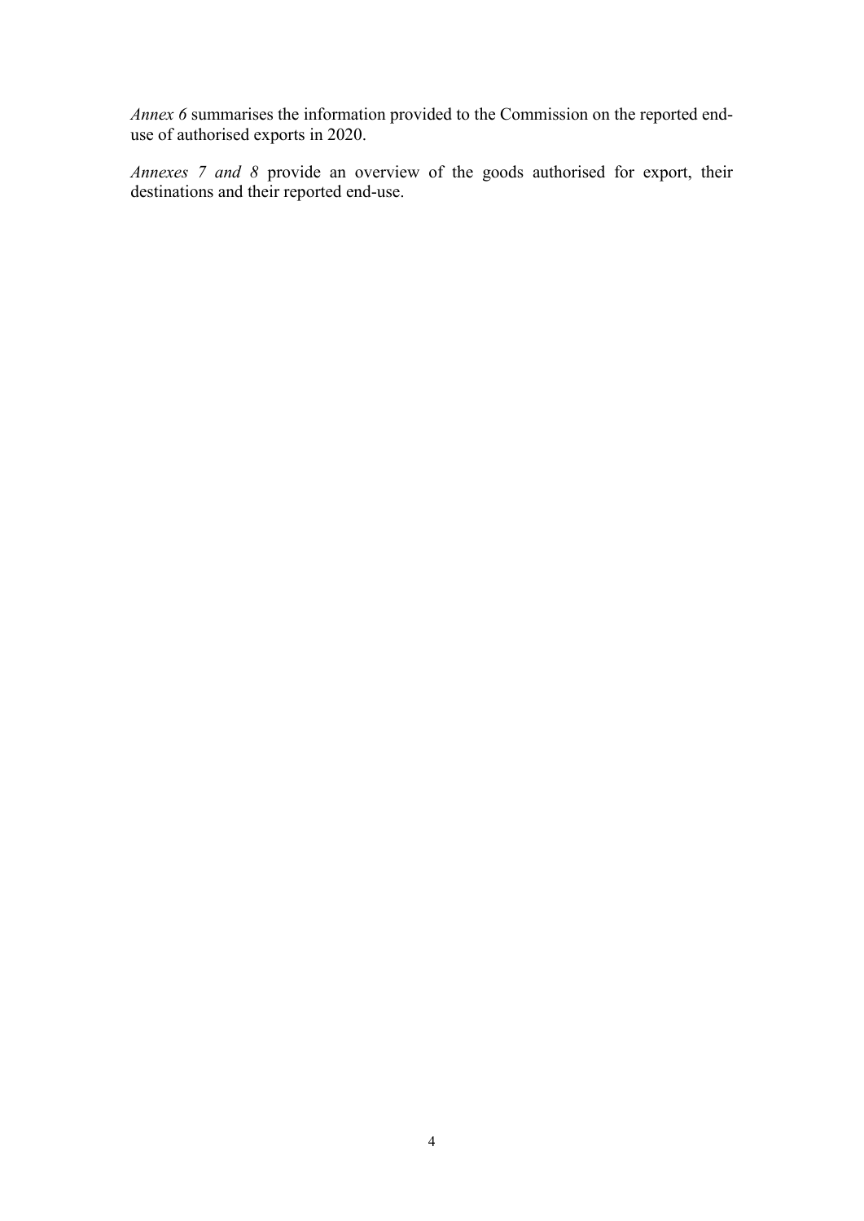*Annex 6* summarises the information provided to the Commission on the reported end-use of authorised exports in 2020.

*Annexes 7 and 8* provide an overview of the goods authorised for export, their destinations and their reported end-use.